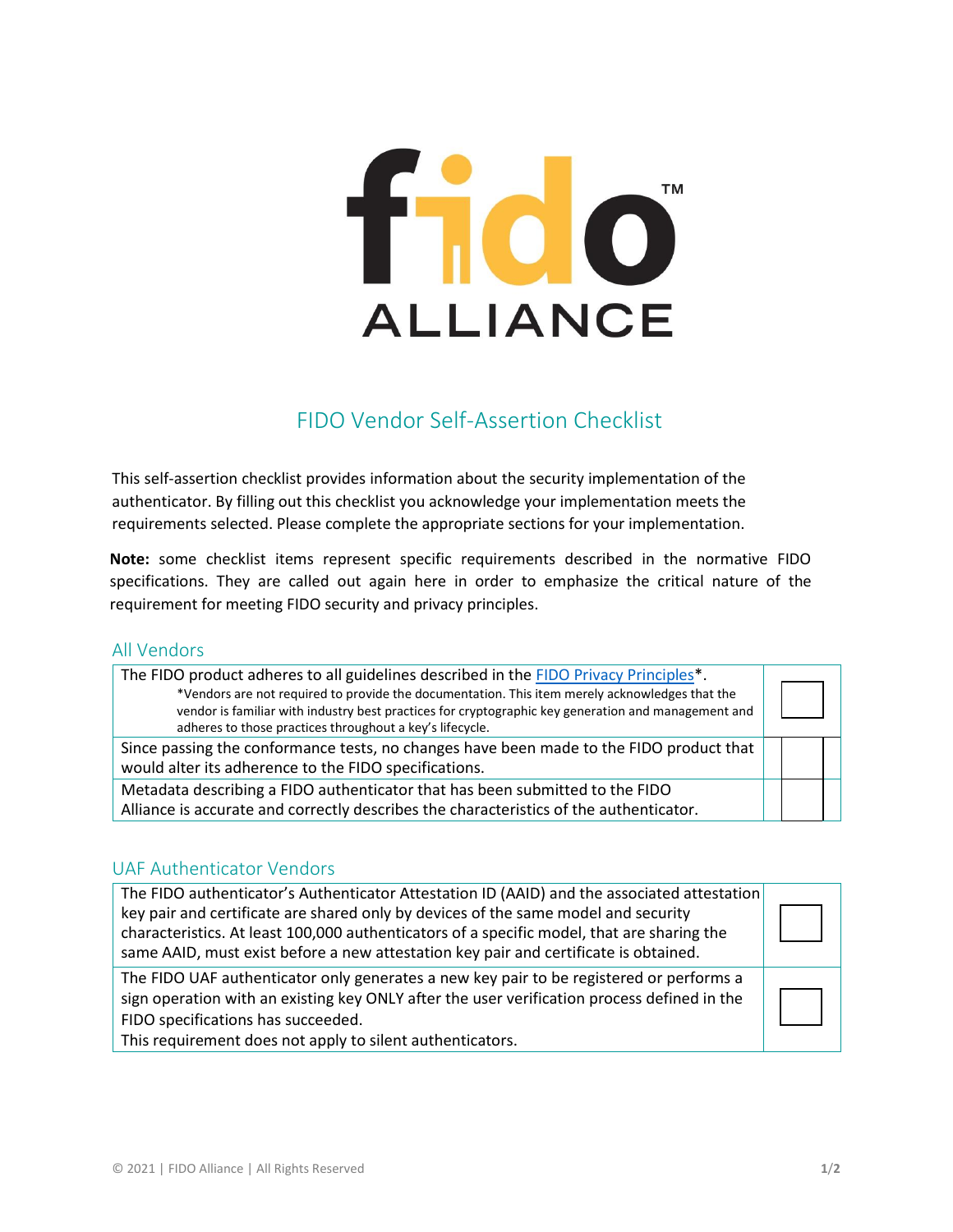# FIDO Vendor Self-Assertion Checklist

This self-assertion checklist provides information about the security implementation of the authenticator. By filling out this checklist you acknowledge your implementation meets the requirements selected. Please complete the appropriate sections for your implementation.

**Note:** some checklist items represent specific requirements described in the normative FIDO specifications. They are called out again here in order to emphasize the critical nature of the requirement for meeting FIDO security and privacy principles.

## All Vendors

| Requirement | |
|---|---|
| The FIDO product adheres to all guidelines described in the [FIDO Privacy Principles]*. *Vendors are not required to provide the documentation. This item merely acknowledges that the vendor is familiar with industry best practices for cryptographic key generation and management and adheres to those practices throughout a key's lifecycle. | ☐ |
| Since passing the conformance tests, no changes have been made to the FIDO product that would alter its adherence to the FIDO specifications. | ☐ |
| Metadata describing a FIDO authenticator that has been submitted to the FIDO Alliance is accurate and correctly describes the characteristics of the authenticator. | ☐ |

## UAF Authenticator Vendors

| Requirement | |
|---|---|
| The FIDO authenticator's Authenticator Attestation ID (AAID) and the associated attestation key pair and certificate are shared only by devices of the same model and security characteristics. At least 100,000 authenticators of a specific model, that are sharing the same AAID, must exist before a new attestation key pair and certificate is obtained. | ☐ |
| The FIDO UAF authenticator only generates a new key pair to be registered or performs a sign operation with an existing key ONLY after the user verification process defined in the FIDO specifications has succeeded. This requirement does not apply to silent authenticators. | ☐ |

© 2021 | FIDO Alliance | All Rights Reserved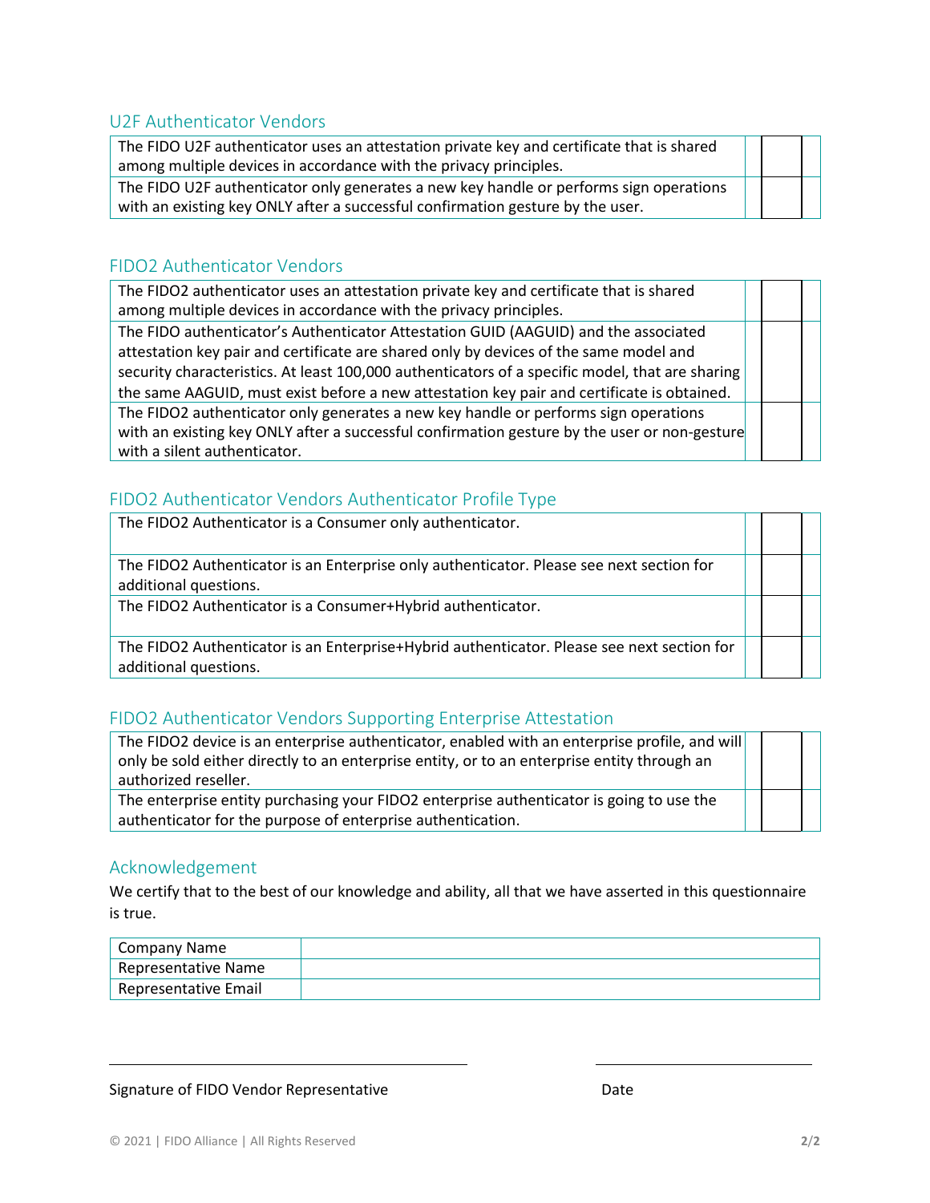## U2F Authenticator Vendors

| | | |
|---|---|---|
| The FIDO U2F authenticator uses an attestation private key and certificate that is shared among multiple devices in accordance with the privacy principles. | | |
| The FIDO U2F authenticator only generates a new key handle or performs sign operations with an existing key ONLY after a successful confirmation gesture by the user. | | |

## FIDO2 Authenticator Vendors

| | | |
|---|---|---|
| The FIDO2 authenticator uses an attestation private key and certificate that is shared among multiple devices in accordance with the privacy principles. | | |
| The FIDO authenticator's Authenticator Attestation GUID (AAGUID) and the associated attestation key pair and certificate are shared only by devices of the same model and security characteristics. At least 100,000 authenticators of a specific model, that are sharing the same AAGUID, must exist before a new attestation key pair and certificate is obtained. | | |
| The FIDO2 authenticator only generates a new key handle or performs sign operations with an existing key ONLY after a successful confirmation gesture by the user or non-gesture with a silent authenticator. | | |

## FIDO2 Authenticator Vendors Authenticator Profile Type

| | | |
|---|---|---|
| The FIDO2 Authenticator is a Consumer only authenticator. | | |
| The FIDO2 Authenticator is an Enterprise only authenticator. Please see next section for additional questions. | | |
| The FIDO2 Authenticator is a Consumer+Hybrid authenticator. | | |
| The FIDO2 Authenticator is an Enterprise+Hybrid authenticator. Please see next section for additional questions. | | |

## FIDO2 Authenticator Vendors Supporting Enterprise Attestation

| | | |
|---|---|---|
| The FIDO2 device is an enterprise authenticator, enabled with an enterprise profile, and will only be sold either directly to an enterprise entity, or to an enterprise entity through an authorized reseller. | | |
| The enterprise entity purchasing your FIDO2 enterprise authenticator is going to use the authenticator for the purpose of enterprise authentication. | | |

## Acknowledgement

We certify that to the best of our knowledge and ability, all that we have asserted in this questionnaire is true.

| | |
|---|---|
| Company Name | |
| Representative Name | |
| Representative Email | |

Signature of FIDO Vendor Representative

Date

© 2021 | FIDO Alliance | All Rights Reserved